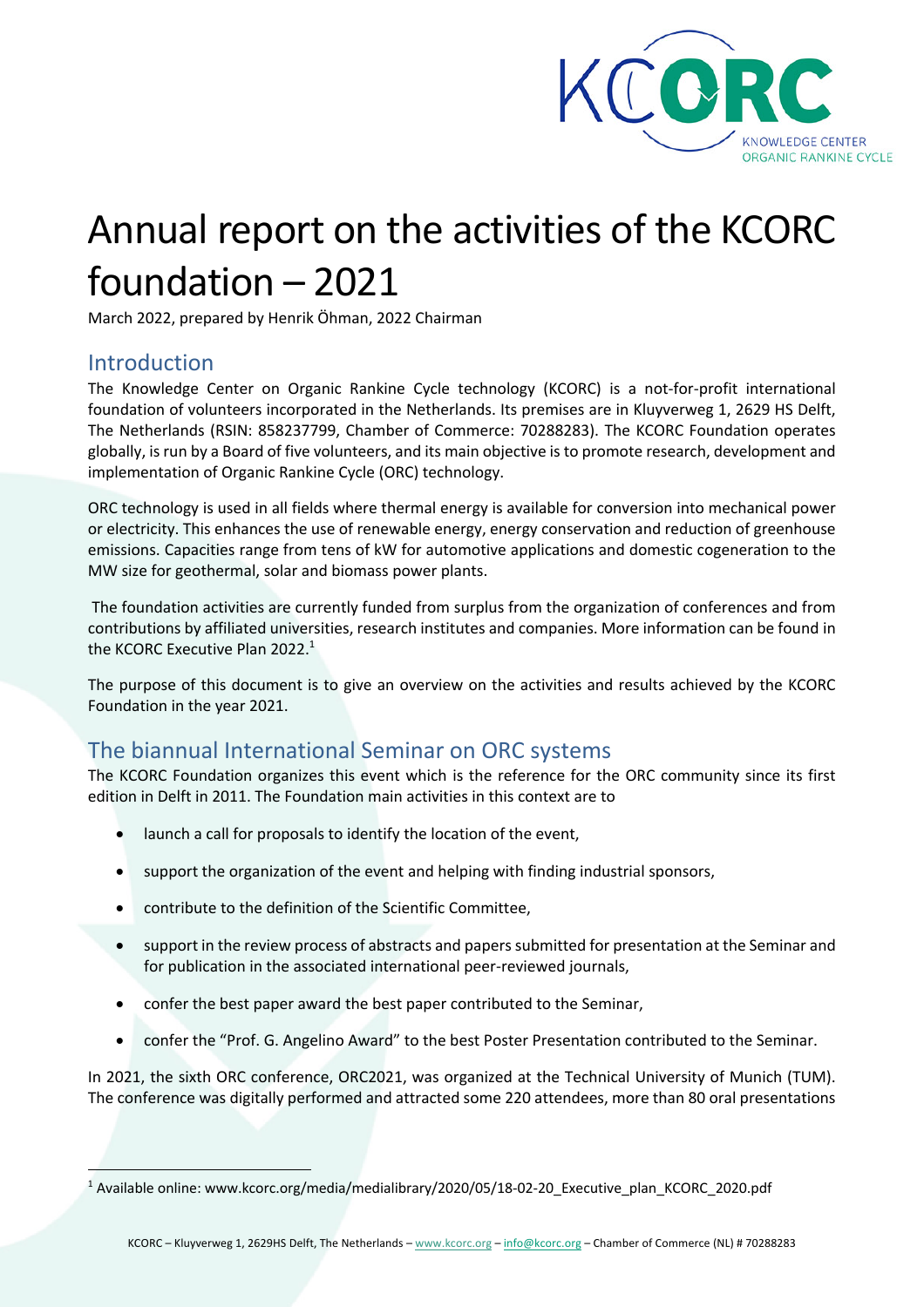# Annual report on the activities of the KCORC foundation – 2021

March 2022, prepared by Henrik Öhman, 2022 Chairman

## Introduction

The Knowledge Center on Organic Rankine Cycle technology (KCORC) is a not-for-profit international foundation of volunteers incorporated in the Netherlands. Its premises are in Kluyverweg 1, 2629 HS Delft, The Netherlands (RSIN: 858237799, Chamber of Commerce: 70288283). The KCORC Foundation operates globally, is run by a Board of five volunteers, and its main objective is to promote research, development and implementation of Organic Rankine Cycle (ORC) technology.

ORC technology is used in all fields where thermal energy is available for conversion into mechanical power or electricity. This enhances the use of renewable energy, energy conservation and reduction of greenhouse emissions. Capacities range from tens of kW for automotive applications and domestic cogeneration to the MW size for geothermal, solar and biomass power plants.

The foundation activities are currently funded from surplus from the organization of conferences and from contributions by affiliated universities, research institutes and companies. More information can be found in the KCORC Executive Plan 2022.[1]

The purpose of this document is to give an overview on the activities and results achieved by the KCORC Foundation in the year 2021.

## The biannual International Seminar on ORC systems

The KCORC Foundation organizes this event which is the reference for the ORC community since its first edition in Delft in 2011. The Foundation main activities in this context are to

- launch a call for proposals to identify the location of the event,
- support the organization of the event and helping with finding industrial sponsors,
- contribute to the definition of the Scientific Committee,
- support in the review process of abstracts and papers submitted for presentation at the Seminar and for publication in the associated international peer-reviewed journals,
- confer the best paper award the best paper contributed to the Seminar,
- confer the "Prof. G. Angelino Award" to the best Poster Presentation contributed to the Seminar.

In 2021, the sixth ORC conference, ORC2021, was organized at the Technical University of Munich (TUM). The conference was digitally performed and attracted some 220 attendees, more than 80 oral presentations

[1] Available online: www.kcorc.org/media/medialibrary/2020/05/18-02-20_Executive_plan_KCORC_2020.pdf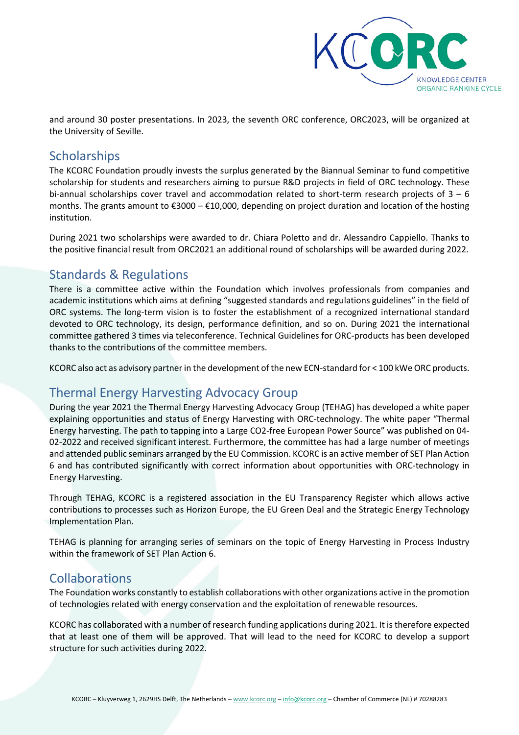and around 30 poster presentations. In 2023, the seventh ORC conference, ORC2023, will be organized at the University of Seville.

## Scholarships

The KCORC Foundation proudly invests the surplus generated by the Biannual Seminar to fund competitive scholarship for students and researchers aiming to pursue R&D projects in field of ORC technology. These bi-annual scholarships cover travel and accommodation related to short-term research projects of 3 – 6 months. The grants amount to €3000 – €10,000, depending on project duration and location of the hosting institution.

During 2021 two scholarships were awarded to dr. Chiara Poletto and dr. Alessandro Cappiello. Thanks to the positive financial result from ORC2021 an additional round of scholarships will be awarded during 2022.

## Standards & Regulations

There is a committee active within the Foundation which involves professionals from companies and academic institutions which aims at defining "suggested standards and regulations guidelines" in the field of ORC systems. The long-term vision is to foster the establishment of a recognized international standard devoted to ORC technology, its design, performance definition, and so on. During 2021 the international committee gathered 3 times via teleconference. Technical Guidelines for ORC-products has been developed thanks to the contributions of the committee members.

KCORC also act as advisory partner in the development of the new ECN-standard for < 100 kWe ORC products.

## Thermal Energy Harvesting Advocacy Group

During the year 2021 the Thermal Energy Harvesting Advocacy Group (TEHAG) has developed a white paper explaining opportunities and status of Energy Harvesting with ORC-technology. The white paper "Thermal Energy harvesting. The path to tapping into a Large CO2-free European Power Source" was published on 04-02-2022 and received significant interest. Furthermore, the committee has had a large number of meetings and attended public seminars arranged by the EU Commission. KCORC is an active member of SET Plan Action 6 and has contributed significantly with correct information about opportunities with ORC-technology in Energy Harvesting.

Through TEHAG, KCORC is a registered association in the EU Transparency Register which allows active contributions to processes such as Horizon Europe, the EU Green Deal and the Strategic Energy Technology Implementation Plan.

TEHAG is planning for arranging series of seminars on the topic of Energy Harvesting in Process Industry within the framework of SET Plan Action 6.

## Collaborations

The Foundation works constantly to establish collaborations with other organizations active in the promotion of technologies related with energy conservation and the exploitation of renewable resources.

KCORC has collaborated with a number of research funding applications during 2021. It is therefore expected that at least one of them will be approved. That will lead to the need for KCORC to develop a support structure for such activities during 2022.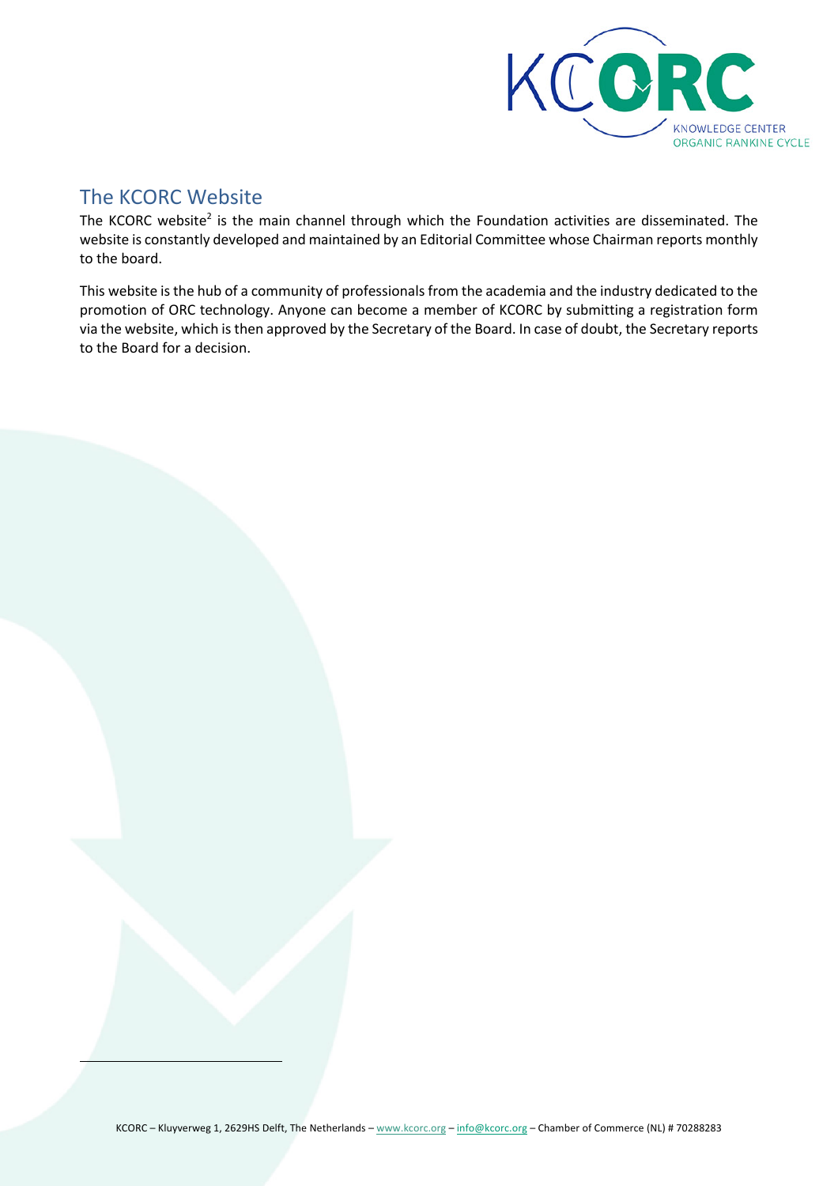## The KCORC Website

The KCORC website[2] is the main channel through which the Foundation activities are disseminated. The website is constantly developed and maintained by an Editorial Committee whose Chairman reports monthly to the board.

This website is the hub of a community of professionals from the academia and the industry dedicated to the promotion of ORC technology. Anyone can become a member of KCORC by submitting a registration form via the website, which is then approved by the Secretary of the Board. In case of doubt, the Secretary reports to the Board for a decision.